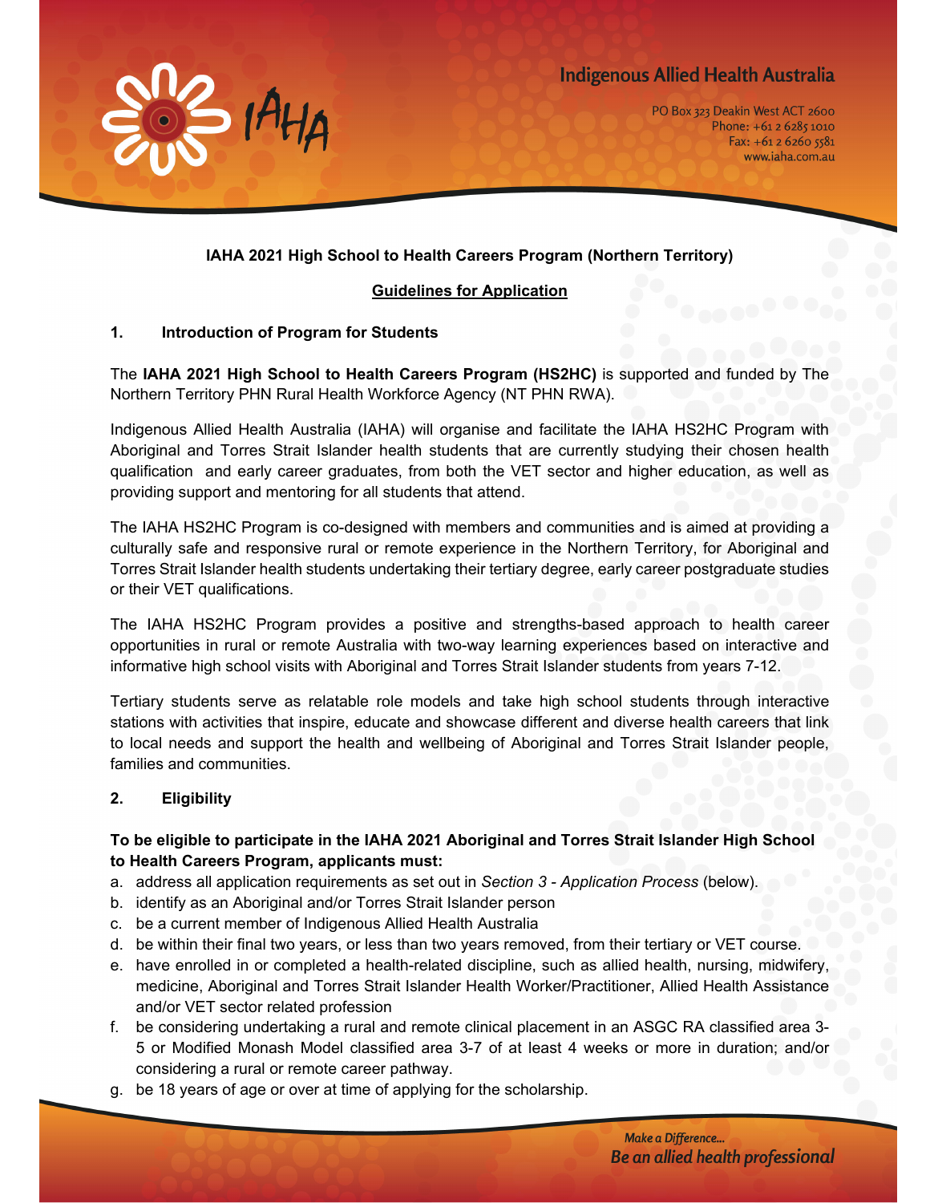Indigenous Allied Health Australia

PO Box 323 Deakin West ACT 2600
Phone: +61 2 6285 1010
Fax: +61 2 6260 5581
www.iaha.com.au

**IAHA 2021 High School to Health Careers Program (Northern Territory)**

**Guidelines for Application**

## 1. Introduction of Program for Students

The **IAHA 2021 High School to Health Careers Program (HS2HC)** is supported and funded by The Northern Territory PHN Rural Health Workforce Agency (NT PHN RWA).

Indigenous Allied Health Australia (IAHA) will organise and facilitate the IAHA HS2HC Program with Aboriginal and Torres Strait Islander health students that are currently studying their chosen health qualification and early career graduates, from both the VET sector and higher education, as well as providing support and mentoring for all students that attend.

The IAHA HS2HC Program is co-designed with members and communities and is aimed at providing a culturally safe and responsive rural or remote experience in the Northern Territory, for Aboriginal and Torres Strait Islander health students undertaking their tertiary degree, early career postgraduate studies or their VET qualifications.

The IAHA HS2HC Program provides a positive and strengths-based approach to health career opportunities in rural or remote Australia with two-way learning experiences based on interactive and informative high school visits with Aboriginal and Torres Strait Islander students from years 7-12.

Tertiary students serve as relatable role models and take high school students through interactive stations with activities that inspire, educate and showcase different and diverse health careers that link to local needs and support the health and wellbeing of Aboriginal and Torres Strait Islander people, families and communities.

## 2. Eligibility

**To be eligible to participate in the IAHA 2021 Aboriginal and Torres Strait Islander High School to Health Careers Program, applicants must:**

a. address all application requirements as set out in *Section 3 - Application Process* (below).
b. identify as an Aboriginal and/or Torres Strait Islander person
c. be a current member of Indigenous Allied Health Australia
d. be within their final two years, or less than two years removed, from their tertiary or VET course.
e. have enrolled in or completed a health-related discipline, such as allied health, nursing, midwifery, medicine, Aboriginal and Torres Strait Islander Health Worker/Practitioner, Allied Health Assistance and/or VET sector related profession
f. be considering undertaking a rural and remote clinical placement in an ASGC RA classified area 3-5 or Modified Monash Model classified area 3-7 of at least 4 weeks or more in duration; and/or considering a rural or remote career pathway.
g. be 18 years of age or over at time of applying for the scholarship.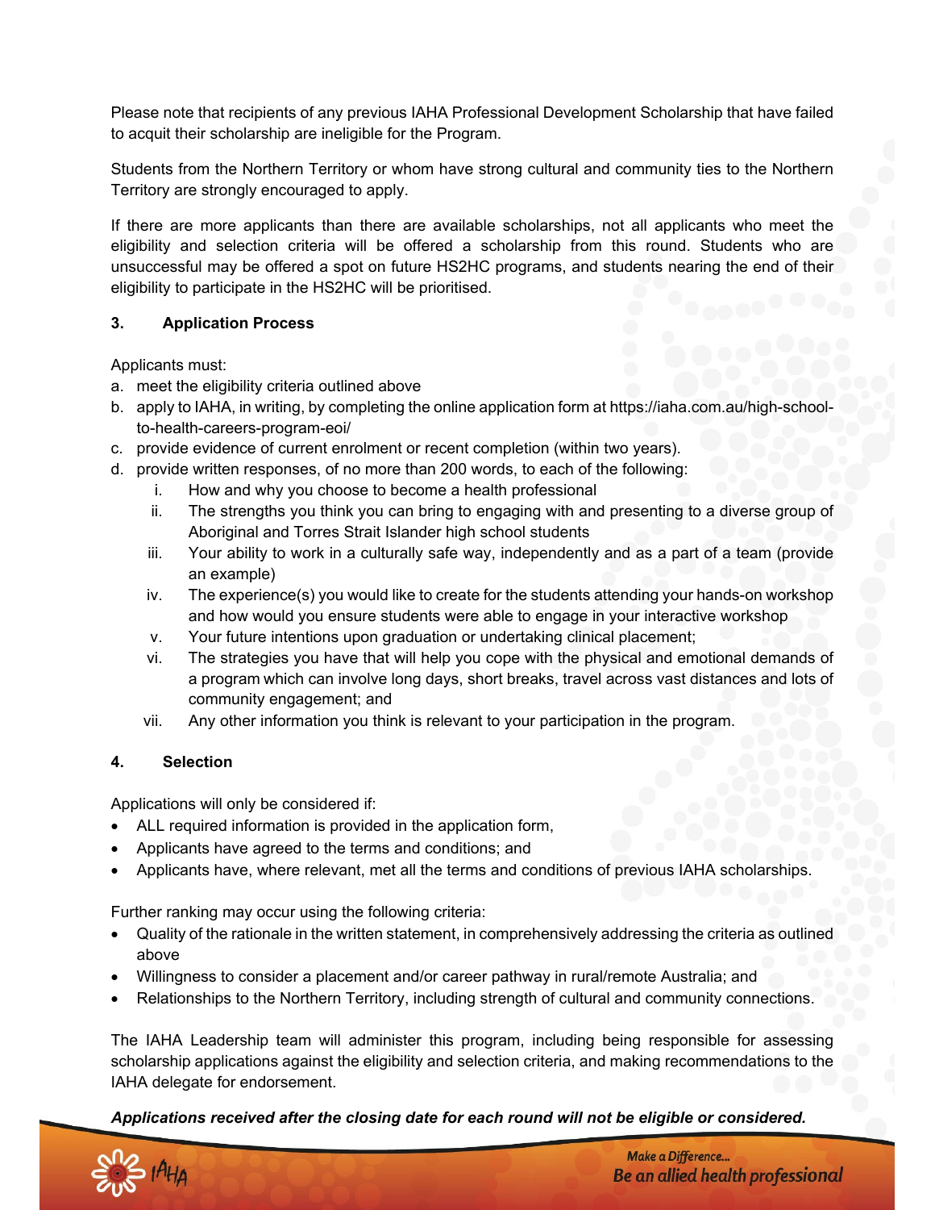Please note that recipients of any previous IAHA Professional Development Scholarship that have failed to acquit their scholarship are ineligible for the Program.

Students from the Northern Territory or whom have strong cultural and community ties to the Northern Territory are strongly encouraged to apply.

If there are more applicants than there are available scholarships, not all applicants who meet the eligibility and selection criteria will be offered a scholarship from this round. Students who are unsuccessful may be offered a spot on future HS2HC programs, and students nearing the end of their eligibility to participate in the HS2HC will be prioritised.

## 3. Application Process

Applicants must:

a. meet the eligibility criteria outlined above
b. apply to IAHA, in writing, by completing the online application form at https://iaha.com.au/high-school-to-health-careers-program-eoi/
c. provide evidence of current enrolment or recent completion (within two years).
d. provide written responses, of no more than 200 words, to each of the following:
   i. How and why you choose to become a health professional
   ii. The strengths you think you can bring to engaging with and presenting to a diverse group of Aboriginal and Torres Strait Islander high school students
   iii. Your ability to work in a culturally safe way, independently and as a part of a team (provide an example)
   iv. The experience(s) you would like to create for the students attending your hands-on workshop and how would you ensure students were able to engage in your interactive workshop
   v. Your future intentions upon graduation or undertaking clinical placement;
   vi. The strategies you have that will help you cope with the physical and emotional demands of a program which can involve long days, short breaks, travel across vast distances and lots of community engagement; and
   vii. Any other information you think is relevant to your participation in the program.

## 4. Selection

Applications will only be considered if:

- ALL required information is provided in the application form,
- Applicants have agreed to the terms and conditions; and
- Applicants have, where relevant, met all the terms and conditions of previous IAHA scholarships.

Further ranking may occur using the following criteria:

- Quality of the rationale in the written statement, in comprehensively addressing the criteria as outlined above
- Willingness to consider a placement and/or career pathway in rural/remote Australia; and
- Relationships to the Northern Territory, including strength of cultural and community connections.

The IAHA Leadership team will administer this program, including being responsible for assessing scholarship applications against the eligibility and selection criteria, and making recommendations to the IAHA delegate for endorsement.

***Applications received after the closing date for each round will not be eligible or considered.***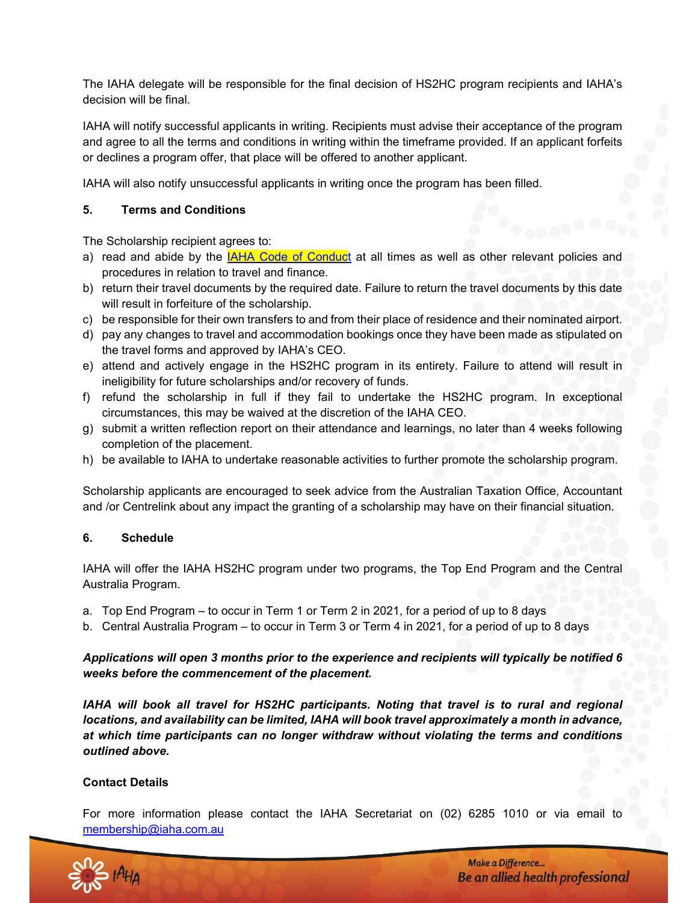The IAHA delegate will be responsible for the final decision of HS2HC program recipients and IAHA's decision will be final.

IAHA will notify successful applicants in writing. Recipients must advise their acceptance of the program and agree to all the terms and conditions in writing within the timeframe provided. If an applicant forfeits or declines a program offer, that place will be offered to another applicant.

IAHA will also notify unsuccessful applicants in writing once the program has been filled.

## 5. Terms and Conditions

The Scholarship recipient agrees to:

a) read and abide by the IAHA Code of Conduct at all times as well as other relevant policies and procedures in relation to travel and finance.
b) return their travel documents by the required date. Failure to return the travel documents by this date will result in forfeiture of the scholarship.
c) be responsible for their own transfers to and from their place of residence and their nominated airport.
d) pay any changes to travel and accommodation bookings once they have been made as stipulated on the travel forms and approved by IAHA's CEO.
e) attend and actively engage in the HS2HC program in its entirety. Failure to attend will result in ineligibility for future scholarships and/or recovery of funds.
f) refund the scholarship in full if they fail to undertake the HS2HC program. In exceptional circumstances, this may be waived at the discretion of the IAHA CEO.
g) submit a written reflection report on their attendance and learnings, no later than 4 weeks following completion of the placement.
h) be available to IAHA to undertake reasonable activities to further promote the scholarship program.

Scholarship applicants are encouraged to seek advice from the Australian Taxation Office, Accountant and /or Centrelink about any impact the granting of a scholarship may have on their financial situation.

## 6. Schedule

IAHA will offer the IAHA HS2HC program under two programs, the Top End Program and the Central Australia Program.

a. Top End Program – to occur in Term 1 or Term 2 in 2021, for a period of up to 8 days
b. Central Australia Program – to occur in Term 3 or Term 4 in 2021, for a period of up to 8 days

***Applications will open 3 months prior to the experience and recipients will typically be notified 6 weeks before the commencement of the placement.***

***IAHA will book all travel for HS2HC participants. Noting that travel is to rural and regional locations, and availability can be limited, IAHA will book travel approximately a month in advance, at which time participants can no longer withdraw without violating the terms and conditions outlined above.***

**Contact Details**

For more information please contact the IAHA Secretariat on (02) 6285 1010 or via email to membership@iaha.com.au